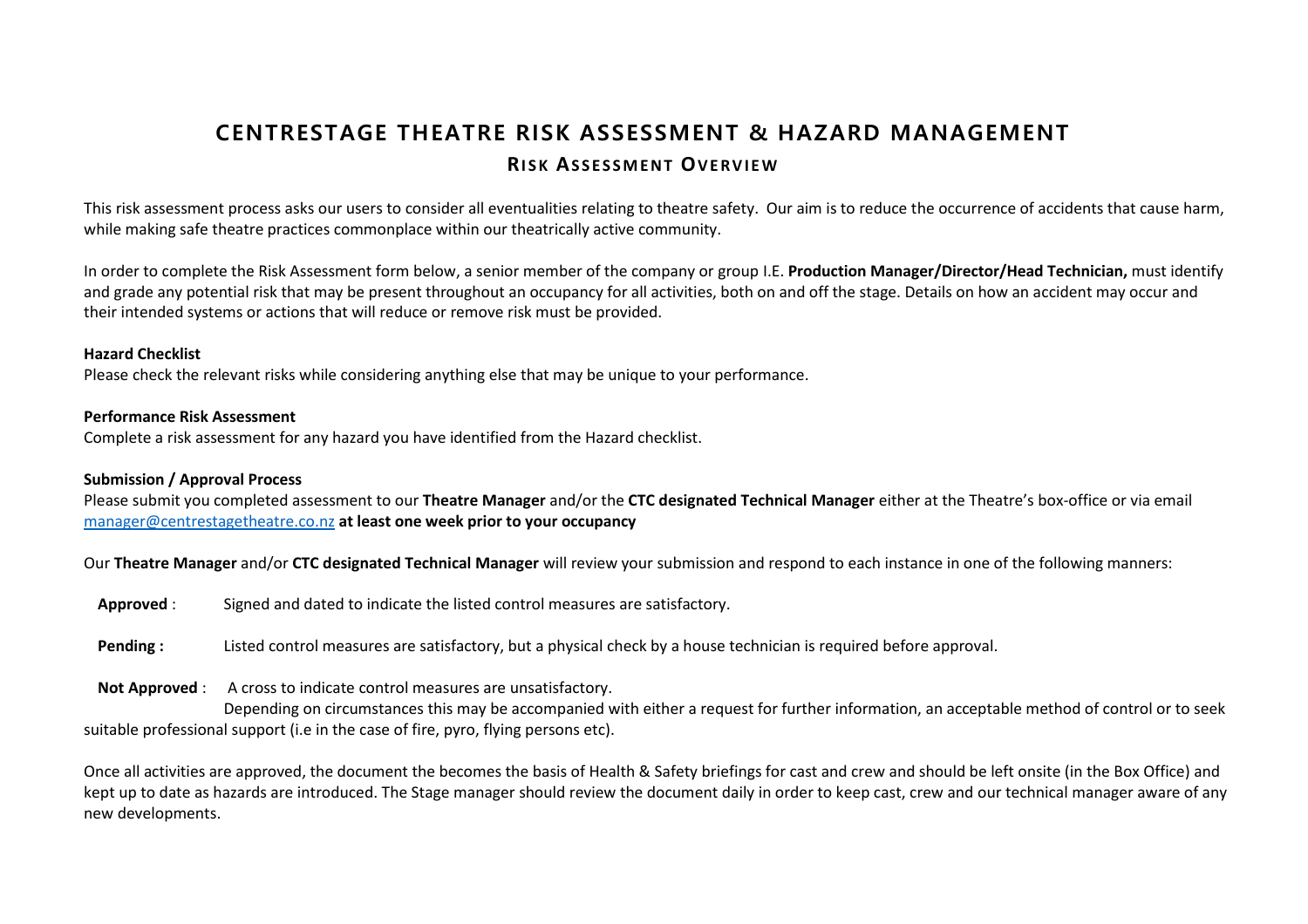# CENTRESTAGE THEATRE RISK ASSESSMENT & HAZARD MANAGEMENT

## Risk Assessment Overview

This risk assessment process asks our users to consider all eventualities relating to theatre safety. Our aim is to reduce the occurrence of accidents that cause harm, while making safe theatre practices commonplace within our theatrically active community.

In order to complete the Risk Assessment form below, a senior member of the company or group I.E. **Production Manager/Director/Head Technician,** must identify and grade any potential risk that may be present throughout an occupancy for all activities, both on and off the stage. Details on how an accident may occur and their intended systems or actions that will reduce or remove risk must be provided.

**Hazard Checklist**
Please check the relevant risks while considering anything else that may be unique to your performance.

**Performance Risk Assessment**
Complete a risk assessment for any hazard you have identified from the Hazard checklist.

**Submission / Approval Process**
Please submit you completed assessment to our **Theatre Manager** and/or the **CTC designated Technical Manager** either at the Theatre's box-office or via email manager@centrestagetheatre.co.nz **at least one week prior to your occupancy**

Our **Theatre Manager** and/or **CTC designated Technical Manager** will review your submission and respond to each instance in one of the following manners:

**Approved** : Signed and dated to indicate the listed control measures are satisfactory.

**Pending :** Listed control measures are satisfactory, but a physical check by a house technician is required before approval.

**Not Approved** : A cross to indicate control measures are unsatisfactory.
Depending on circumstances this may be accompanied with either a request for further information, an acceptable method of control or to seek suitable professional support (i.e in the case of fire, pyro, flying persons etc).

Once all activities are approved, the document the becomes the basis of Health & Safety briefings for cast and crew and should be left onsite (in the Box Office) and kept up to date as hazards are introduced. The Stage manager should review the document daily in order to keep cast, crew and our technical manager aware of any new developments.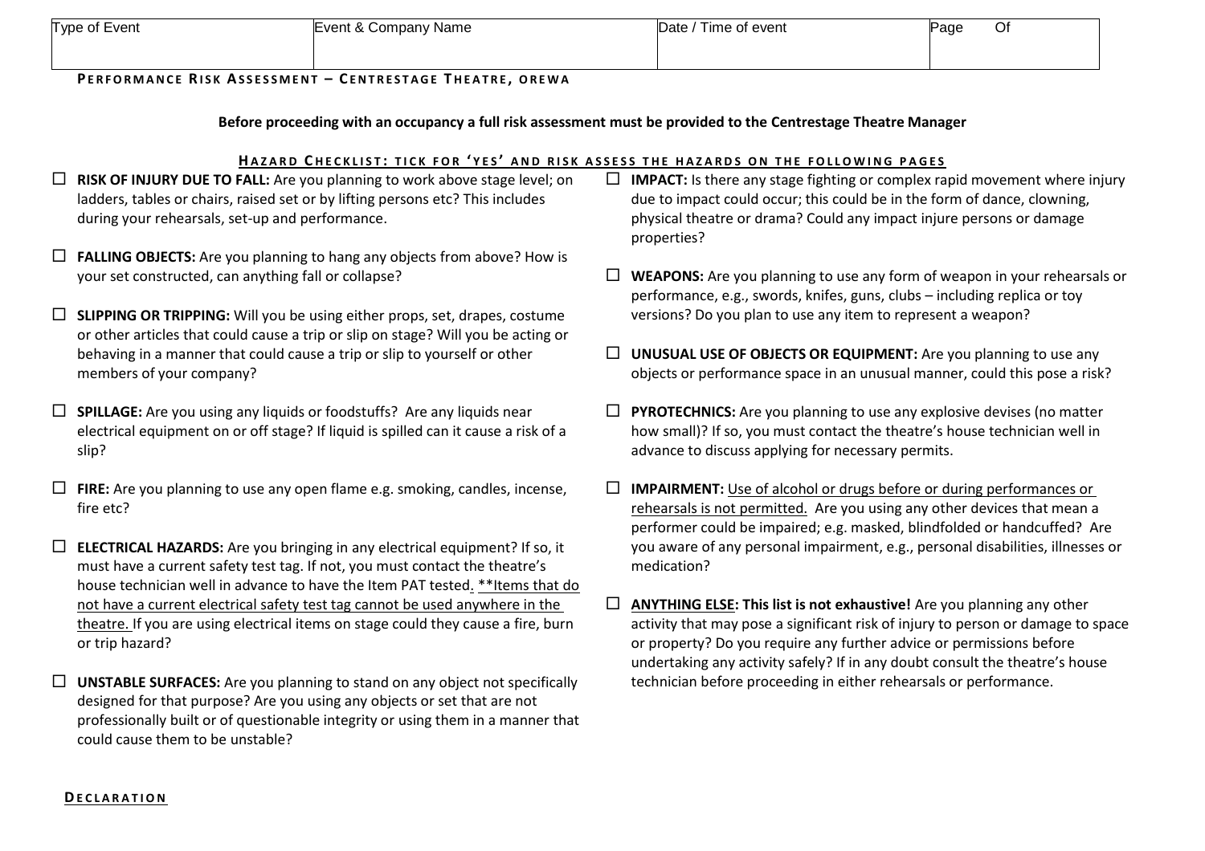| Type of Event | Event & Company Name | Date / Time of event | Page Of |
| --- | --- | --- | --- |
| | | | |

**PERFORMANCE RISK ASSESSMENT – CENTRESTAGE THEATRE, OREWA**

**Before proceeding with an occupancy a full risk assessment must be provided to the Centrestage Theatre Manager**

## HAZARD CHECKLIST: TICK FOR 'YES' AND RISK ASSESS THE HAZARDS ON THE FOLLOWING PAGES

- ☐ **RISK OF INJURY DUE TO FALL:** Are you planning to work above stage level; on ladders, tables or chairs, raised set or by lifting persons etc? This includes during your rehearsals, set-up and performance.

- ☐ **FALLING OBJECTS:** Are you planning to hang any objects from above? How is your set constructed, can anything fall or collapse?

- ☐ **SLIPPING OR TRIPPING:** Will you be using either props, set, drapes, costume or other articles that could cause a trip or slip on stage? Will you be acting or behaving in a manner that could cause a trip or slip to yourself or other members of your company?

- ☐ **SPILLAGE:** Are you using any liquids or foodstuffs? Are any liquids near electrical equipment on or off stage? If liquid is spilled can it cause a risk of a slip?

- ☐ **FIRE:** Are you planning to use any open flame e.g. smoking, candles, incense, fire etc?

- ☐ **ELECTRICAL HAZARDS:** Are you bringing in any electrical equipment? If so, it must have a current safety test tag. If not, you must contact the theatre's house technician well in advance to have the Item PAT tested. <u>**Items that do not have a current electrical safety test tag cannot be used anywhere in the theatre.</u> If you are using electrical items on stage could they cause a fire, burn or trip hazard?

- ☐ **UNSTABLE SURFACES:** Are you planning to stand on any object not specifically designed for that purpose? Are you using any objects or set that are not professionally built or of questionable integrity or using them in a manner that could cause them to be unstable?

- ☐ **IMPACT:** Is there any stage fighting or complex rapid movement where injury due to impact could occur; this could be in the form of dance, clowning, physical theatre or drama? Could any impact injure persons or damage properties?

- ☐ **WEAPONS:** Are you planning to use any form of weapon in your rehearsals or performance, e.g., swords, knifes, guns, clubs – including replica or toy versions? Do you plan to use any item to represent a weapon?

- ☐ **UNUSUAL USE OF OBJECTS OR EQUIPMENT:** Are you planning to use any objects or performance space in an unusual manner, could this pose a risk?

- ☐ **PYROTECHNICS:** Are you planning to use any explosive devises (no matter how small)? If so, you must contact the theatre's house technician well in advance to discuss applying for necessary permits.

- ☐ **IMPAIRMENT:** <u>Use of alcohol or drugs before or during performances or rehearsals is not permitted.</u> Are you using any other devices that mean a performer could be impaired; e.g. masked, blindfolded or handcuffed? Are you aware of any personal impairment, e.g., personal disabilities, illnesses or medication?

- ☐ **<u>ANYTHING ELSE</u>: This list is not exhaustive!** Are you planning any other activity that may pose a significant risk of injury to person or damage to space or property? Do you require any further advice or permissions before undertaking any activity safely? If in any doubt consult the theatre's house technician before proceeding in either rehearsals or performance.

## DECLARATION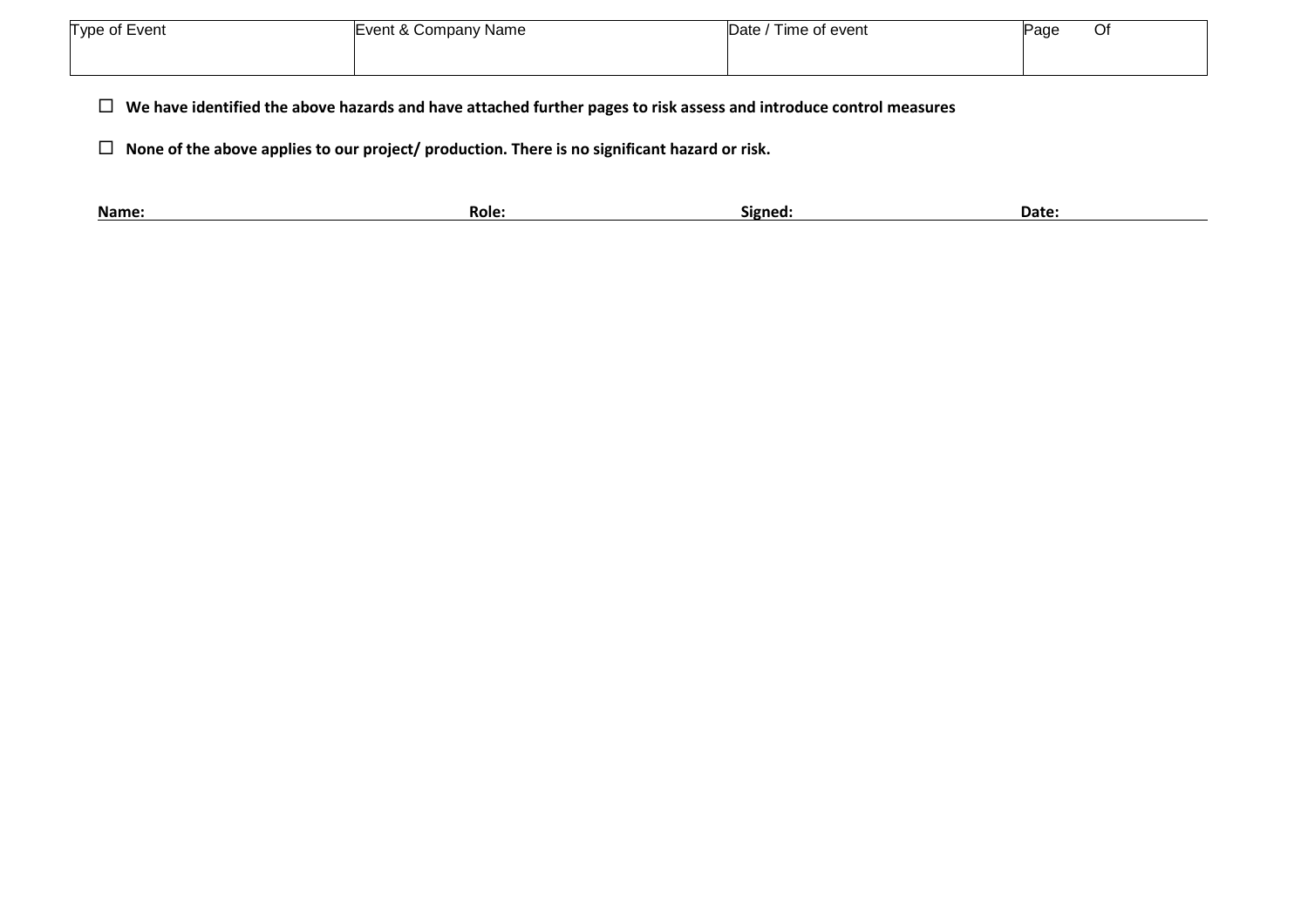| Type of Event | Event & Company Name | Date / Time of event | Page Of |
|---|---|---|---|
| | | | |

☐ **We have identified the above hazards and have attached further pages to risk assess and introduce control measures**

☐ **None of the above applies to our project/ production. There is no significant hazard or risk.**

**Name:** **Role:** **Signed:** **Date:**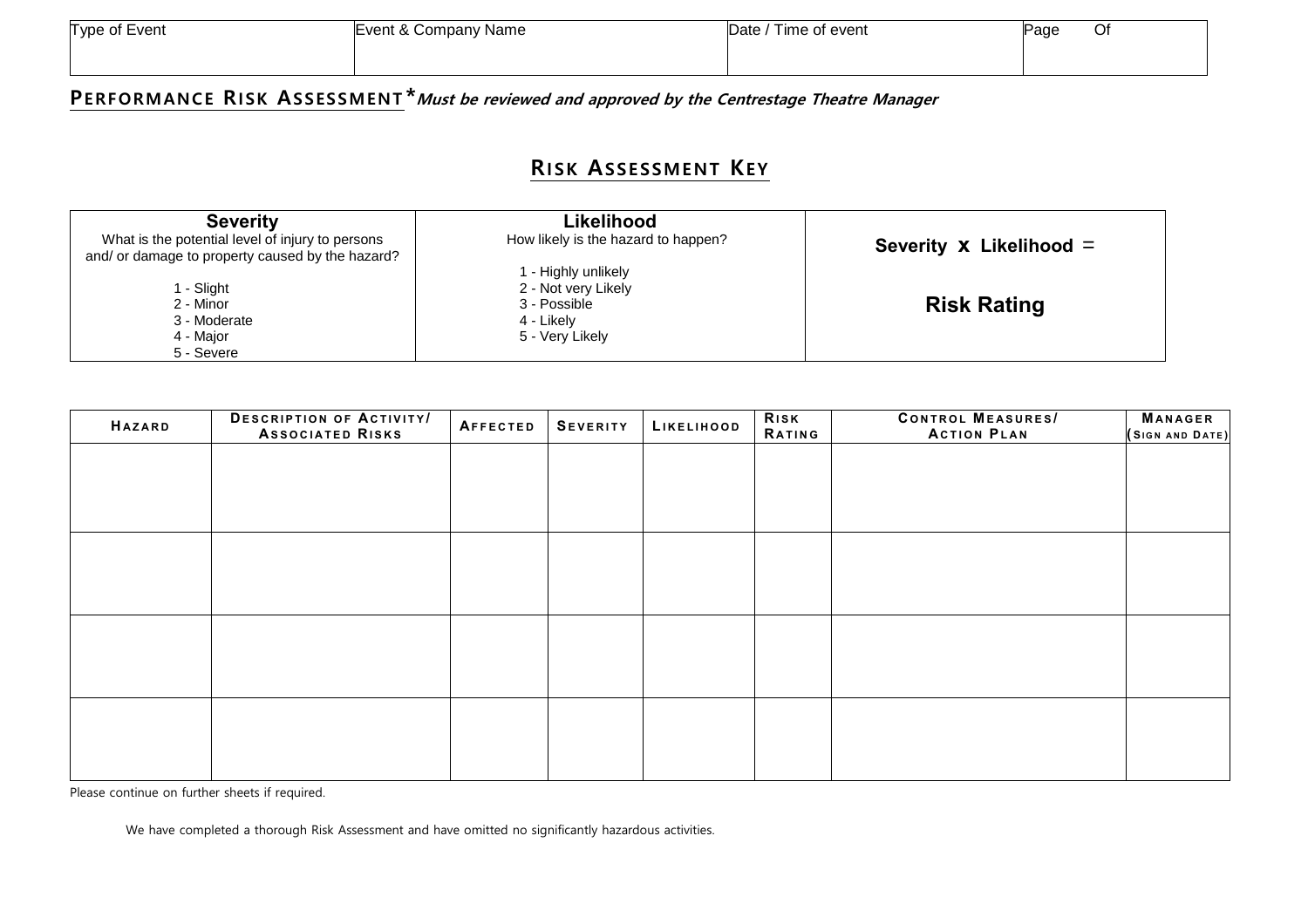| Type of Event | Event & Company Name | Date / Time of event | Page Of |
|---|---|---|---|
| | | | |

## Performance Risk Assessment *Must be reviewed and approved by the Centrestage Theatre Manager*

## Risk Assessment Key

| **Severity**<br>What is the potential level of injury to persons and/ or damage to property caused by the hazard?<br><br>1 - Slight<br>2 - Minor<br>3 - Moderate<br>4 - Major<br>5 - Severe | **Likelihood**<br>How likely is the hazard to happen?<br><br>1 - Highly unlikely<br>2 - Not very Likely<br>3 - Possible<br>4 - Likely<br>5 - Very Likely | **Severity x Likelihood =**<br><br>**Risk Rating** |
|---|---|---|

| Hazard | Description of Activity/ Associated Risks | Affected | Severity | Likelihood | Risk Rating | Control Measures/ Action Plan | Manager (Sign and Date) |
|---|---|---|---|---|---|---|---|
| | | | | | | | |
| | | | | | | | |
| | | | | | | | |
| | | | | | | | |

Please continue on further sheets if required.

We have completed a thorough Risk Assessment and have omitted no significantly hazardous activities.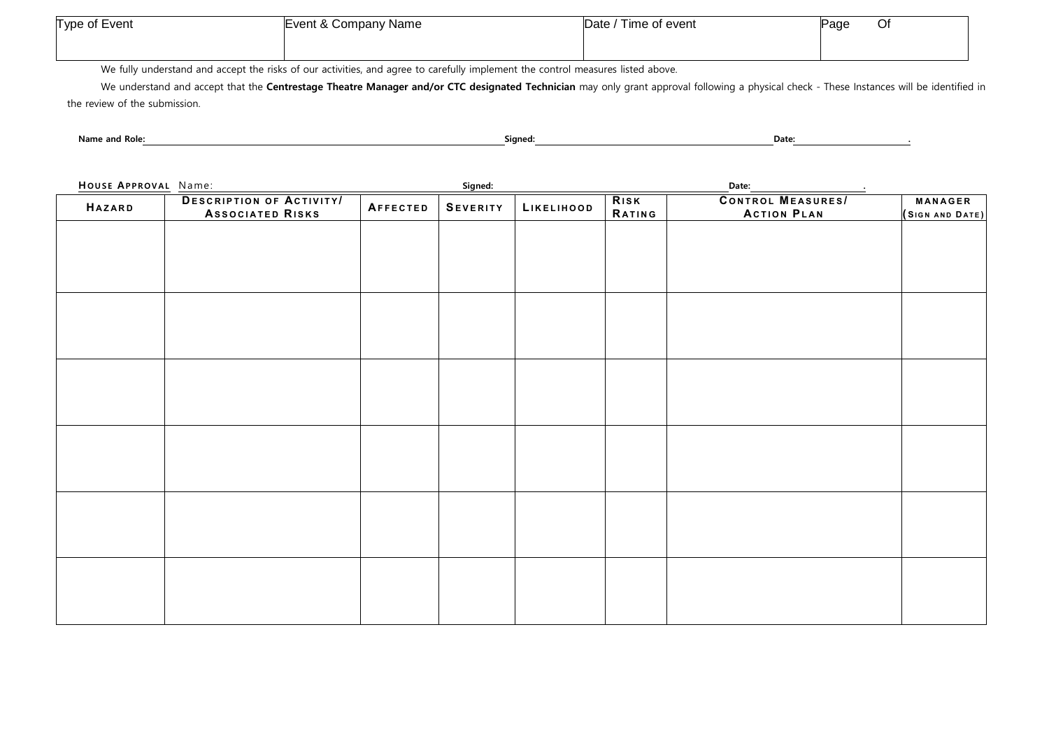| Type of Event | Event & Company Name | Date / Time of event | Page Of |
|---|---|---|---|
| | | | |

We fully understand and accept the risks of our activities, and agree to carefully implement the control measures listed above.

We understand and accept that the **Centrestage Theatre Manager and/or CTC designated Technician** may only grant approval following a physical check - These Instances will be identified in the review of the submission.

**Name and Role:** \_\_\_\_\_\_\_\_\_\_ **Signed:** \_\_\_\_\_\_\_\_\_\_ **Date:** \_\_\_\_\_\_\_\_\_\_.

**HOUSE APPROVAL** Name: \_\_\_\_\_\_\_\_\_\_ **Signed:** \_\_\_\_\_\_\_\_\_\_ **Date:** \_\_\_\_\_\_\_\_\_\_.

| HAZARD | DESCRIPTION OF ACTIVITY/ ASSOCIATED RISKS | AFFECTED | SEVERITY | LIKELIHOOD | RISK RATING | CONTROL MEASURES/ ACTION PLAN | MANAGER (SIGN AND DATE) |
|---|---|---|---|---|---|---|---|
| | | | | | | | |
| | | | | | | | |
| | | | | | | | |
| | | | | | | | |
| | | | | | | | |
| | | | | | | | |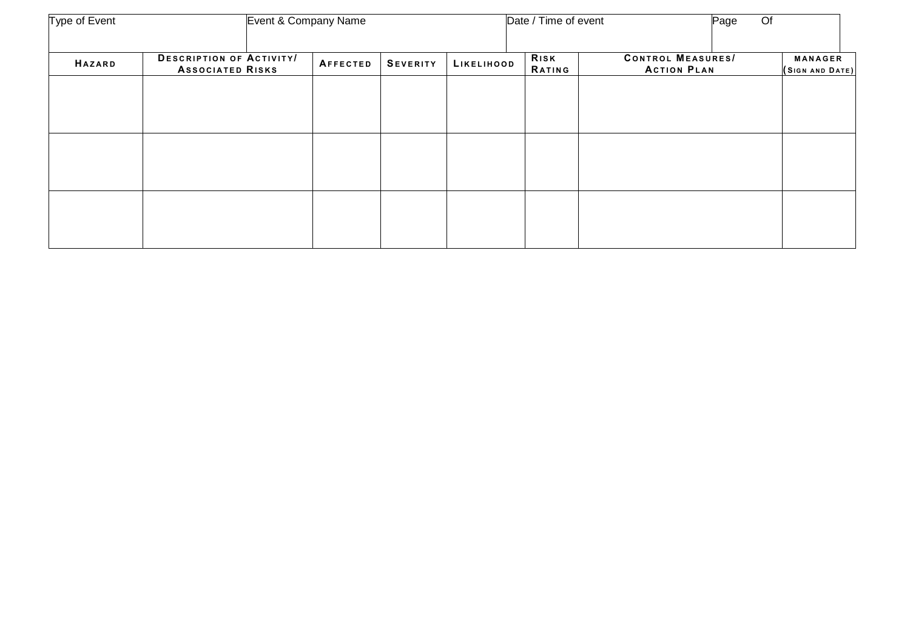| Type of Event | Event & Company Name | Date / Time of event | Page Of |
|---|---|---|---|
| | | | |

| **Hazard** | **Description of Activity/ Associated Risks** | **Affected** | **Severity** | **Likelihood** | **Risk Rating** | **Control Measures/ Action Plan** | **Manager (Sign and Date)** |
|---|---|---|---|---|---|---|---|
| | | | | | | | |
| | | | | | | | |
| | | | | | | | |